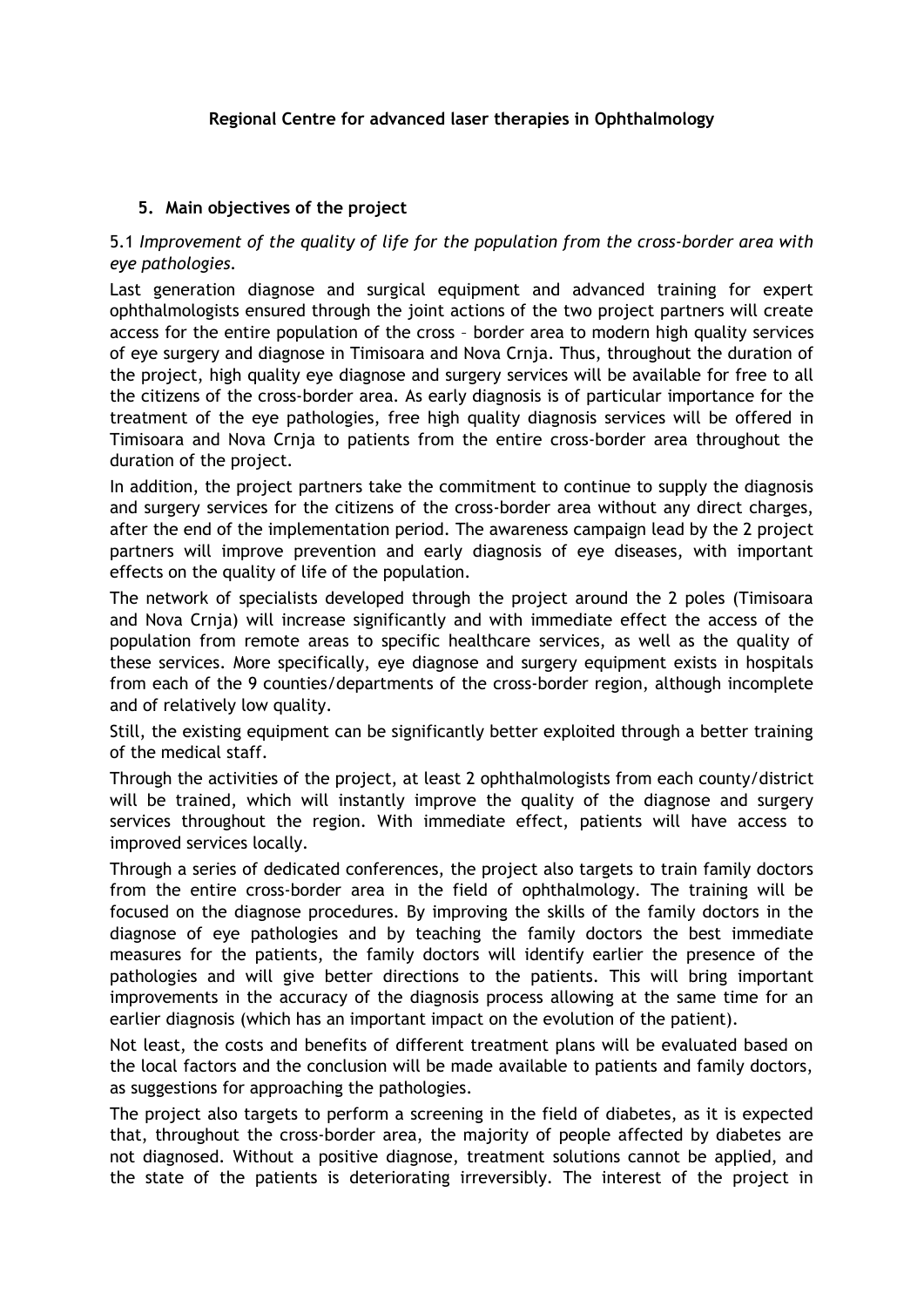**Regional Centre for advanced laser therapies in Ophthalmology**

## 5. Main objectives of the project

5.1 *Improvement of the quality of life for the population from the cross-border area with eye pathologies.*

Last generation diagnose and surgical equipment and advanced training for expert ophthalmologists ensured through the joint actions of the two project partners will create access for the entire population of the cross – border area to modern high quality services of eye surgery and diagnose in Timisoara and Nova Crnja. Thus, throughout the duration of the project, high quality eye diagnose and surgery services will be available for free to all the citizens of the cross-border area. As early diagnosis is of particular importance for the treatment of the eye pathologies, free high quality diagnosis services will be offered in Timisoara and Nova Crnja to patients from the entire cross-border area throughout the duration of the project.

In addition, the project partners take the commitment to continue to supply the diagnosis and surgery services for the citizens of the cross-border area without any direct charges, after the end of the implementation period. The awareness campaign lead by the 2 project partners will improve prevention and early diagnosis of eye diseases, with important effects on the quality of life of the population.

The network of specialists developed through the project around the 2 poles (Timisoara and Nova Crnja) will increase significantly and with immediate effect the access of the population from remote areas to specific healthcare services, as well as the quality of these services. More specifically, eye diagnose and surgery equipment exists in hospitals from each of the 9 counties/departments of the cross-border region, although incomplete and of relatively low quality.

Still, the existing equipment can be significantly better exploited through a better training of the medical staff.

Through the activities of the project, at least 2 ophthalmologists from each county/district will be trained, which will instantly improve the quality of the diagnose and surgery services throughout the region. With immediate effect, patients will have access to improved services locally.

Through a series of dedicated conferences, the project also targets to train family doctors from the entire cross-border area in the field of ophthalmology. The training will be focused on the diagnose procedures. By improving the skills of the family doctors in the diagnose of eye pathologies and by teaching the family doctors the best immediate measures for the patients, the family doctors will identify earlier the presence of the pathologies and will give better directions to the patients. This will bring important improvements in the accuracy of the diagnosis process allowing at the same time for an earlier diagnosis (which has an important impact on the evolution of the patient).

Not least, the costs and benefits of different treatment plans will be evaluated based on the local factors and the conclusion will be made available to patients and family doctors, as suggestions for approaching the pathologies.

The project also targets to perform a screening in the field of diabetes, as it is expected that, throughout the cross-border area, the majority of people affected by diabetes are not diagnosed. Without a positive diagnose, treatment solutions cannot be applied, and the state of the patients is deteriorating irreversibly. The interest of the project in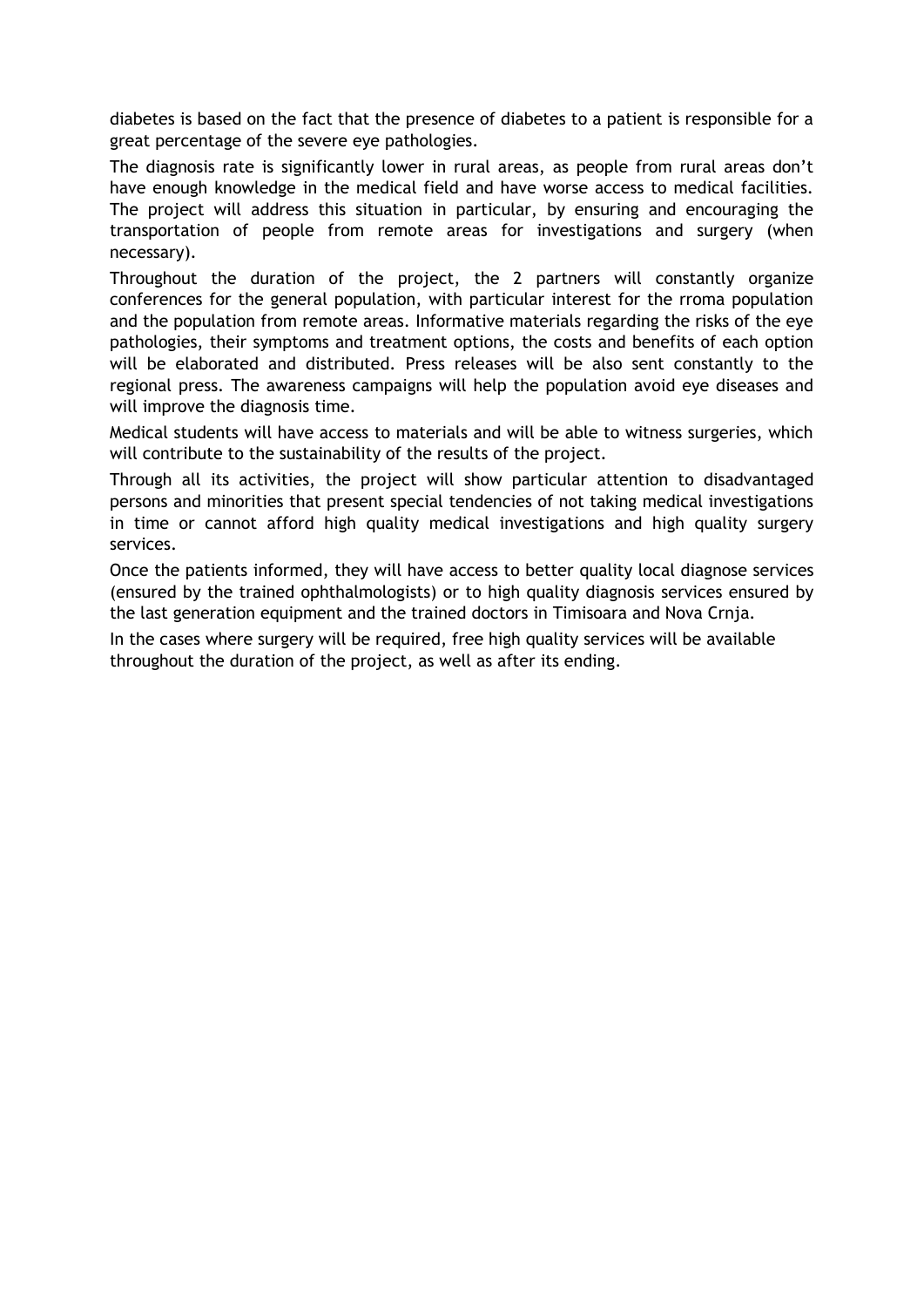diabetes is based on the fact that the presence of diabetes to a patient is responsible for a great percentage of the severe eye pathologies.

The diagnosis rate is significantly lower in rural areas, as people from rural areas don't have enough knowledge in the medical field and have worse access to medical facilities. The project will address this situation in particular, by ensuring and encouraging the transportation of people from remote areas for investigations and surgery (when necessary).

Throughout the duration of the project, the 2 partners will constantly organize conferences for the general population, with particular interest for the rroma population and the population from remote areas. Informative materials regarding the risks of the eye pathologies, their symptoms and treatment options, the costs and benefits of each option will be elaborated and distributed. Press releases will be also sent constantly to the regional press. The awareness campaigns will help the population avoid eye diseases and will improve the diagnosis time.

Medical students will have access to materials and will be able to witness surgeries, which will contribute to the sustainability of the results of the project.

Through all its activities, the project will show particular attention to disadvantaged persons and minorities that present special tendencies of not taking medical investigations in time or cannot afford high quality medical investigations and high quality surgery services.

Once the patients informed, they will have access to better quality local diagnose services (ensured by the trained ophthalmologists) or to high quality diagnosis services ensured by the last generation equipment and the trained doctors in Timisoara and Nova Crnja.

In the cases where surgery will be required, free high quality services will be available throughout the duration of the project, as well as after its ending.